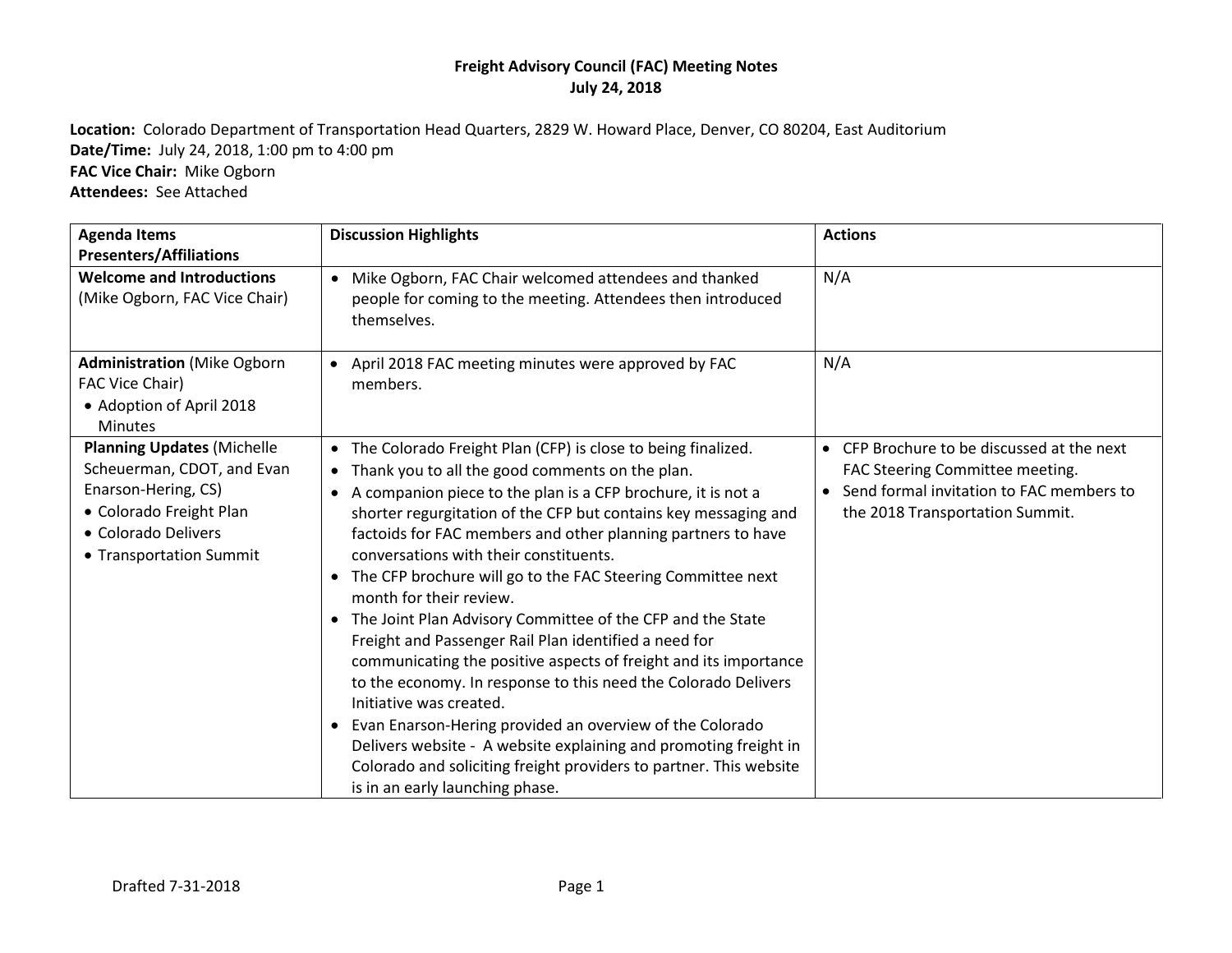# Freight Advisory Council (FAC) Meeting Notes
## July 24, 2018

**Location:** Colorado Department of Transportation Head Quarters, 2829 W. Howard Place, Denver, CO 80204, East Auditorium
**Date/Time:** July 24, 2018, 1:00 pm to 4:00 pm
**FAC Vice Chair:** Mike Ogborn
**Attendees:** See Attached

| Agenda Items Presenters/Affiliations | Discussion Highlights | Actions |
|---|---|---|
| **Welcome and Introductions** (Mike Ogborn, FAC Vice Chair) | • Mike Ogborn, FAC Chair welcomed attendees and thanked people for coming to the meeting. Attendees then introduced themselves. | N/A |
| **Administration** (Mike Ogborn FAC Vice Chair)<br>• Adoption of April 2018 Minutes | • April 2018 FAC meeting minutes were approved by FAC members. | N/A |
| **Planning Updates** (Michelle Scheuerman, CDOT, and Evan Enarson-Hering, CS)<br>• Colorado Freight Plan<br>• Colorado Delivers<br>• Transportation Summit | • The Colorado Freight Plan (CFP) is close to being finalized.<br>• Thank you to all the good comments on the plan.<br>• A companion piece to the plan is a CFP brochure, it is not a shorter regurgitation of the CFP but contains key messaging and factoids for FAC members and other planning partners to have conversations with their constituents.<br>• The CFP brochure will go to the FAC Steering Committee next month for their review.<br>• The Joint Plan Advisory Committee of the CFP and the State Freight and Passenger Rail Plan identified a need for communicating the positive aspects of freight and its importance to the economy. In response to this need the Colorado Delivers Initiative was created.<br>• Evan Enarson-Hering provided an overview of the Colorado Delivers website - A website explaining and promoting freight in Colorado and soliciting freight providers to partner. This website is in an early launching phase. | • CFP Brochure to be discussed at the next FAC Steering Committee meeting.<br>• Send formal invitation to FAC members to the 2018 Transportation Summit. |

Drafted 7-31-2018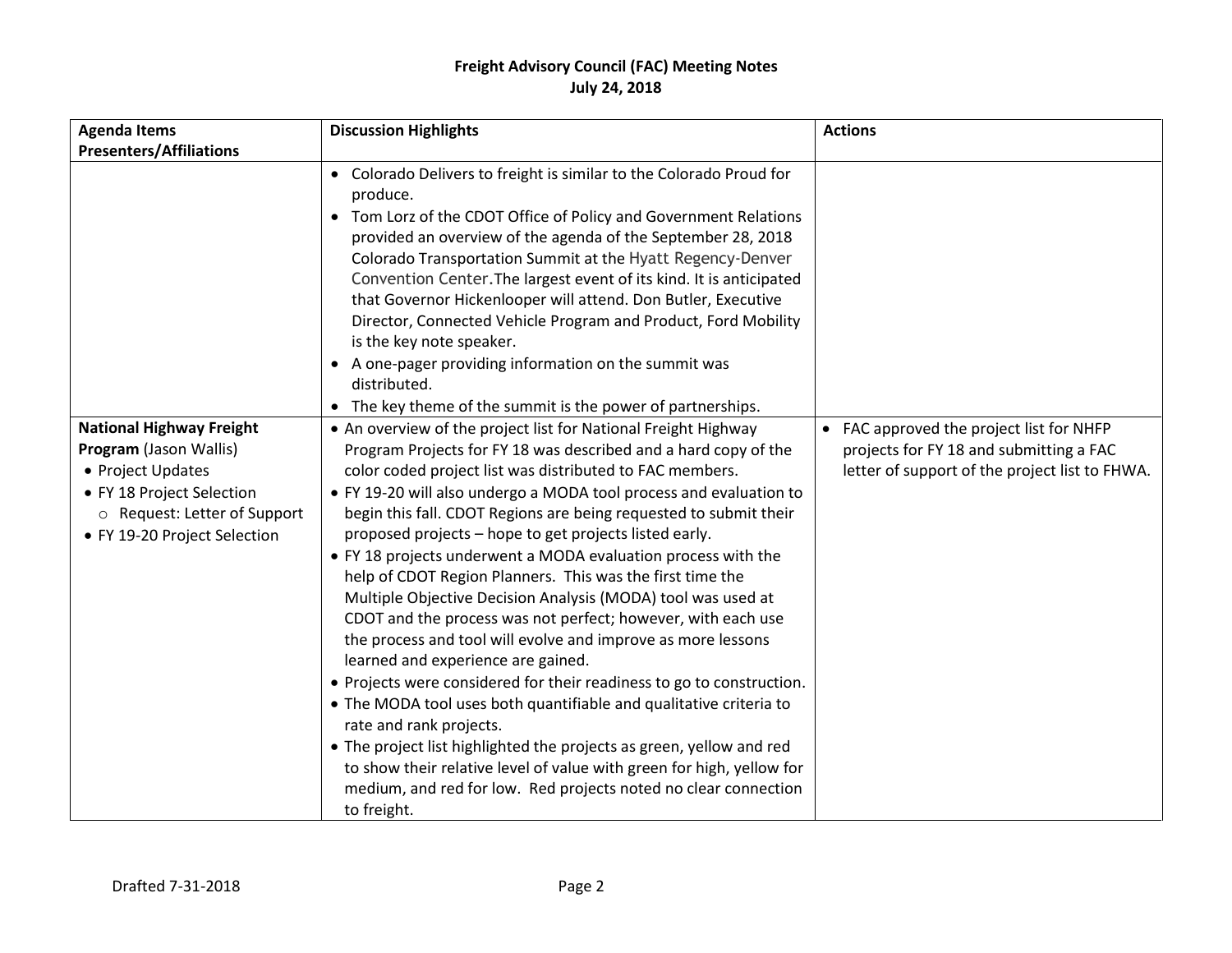**Freight Advisory Council (FAC) Meeting Notes**
**July 24, 2018**

| Agenda Items Presenters/Affiliations | Discussion Highlights | Actions |
|---|---|---|
| | • Colorado Delivers to freight is similar to the Colorado Proud for produce.<br>• Tom Lorz of the CDOT Office of Policy and Government Relations provided an overview of the agenda of the September 28, 2018 Colorado Transportation Summit at the Hyatt Regency-Denver Convention Center.The largest event of its kind. It is anticipated that Governor Hickenlooper will attend. Don Butler, Executive Director, Connected Vehicle Program and Product, Ford Mobility is the key note speaker.<br>• A one-pager providing information on the summit was distributed.<br>• The key theme of the summit is the power of partnerships. | |
| **National Highway Freight Program** (Jason Wallis)<br>• Project Updates<br>• FY 18 Project Selection<br>&nbsp;&nbsp;○ Request: Letter of Support<br>• FY 19-20 Project Selection | • An overview of the project list for National Freight Highway Program Projects for FY 18 was described and a hard copy of the color coded project list was distributed to FAC members.<br>• FY 19-20 will also undergo a MODA tool process and evaluation to begin this fall. CDOT Regions are being requested to submit their proposed projects – hope to get projects listed early.<br>• FY 18 projects underwent a MODA evaluation process with the help of CDOT Region Planners. This was the first time the Multiple Objective Decision Analysis (MODA) tool was used at CDOT and the process was not perfect; however, with each use the process and tool will evolve and improve as more lessons learned and experience are gained.<br>• Projects were considered for their readiness to go to construction.<br>• The MODA tool uses both quantifiable and qualitative criteria to rate and rank projects.<br>• The project list highlighted the projects as green, yellow and red to show their relative level of value with green for high, yellow for medium, and red for low. Red projects noted no clear connection to freight. | • FAC approved the project list for NHFP projects for FY 18 and submitting a FAC letter of support of the project list to FHWA. |

Drafted 7-31-2018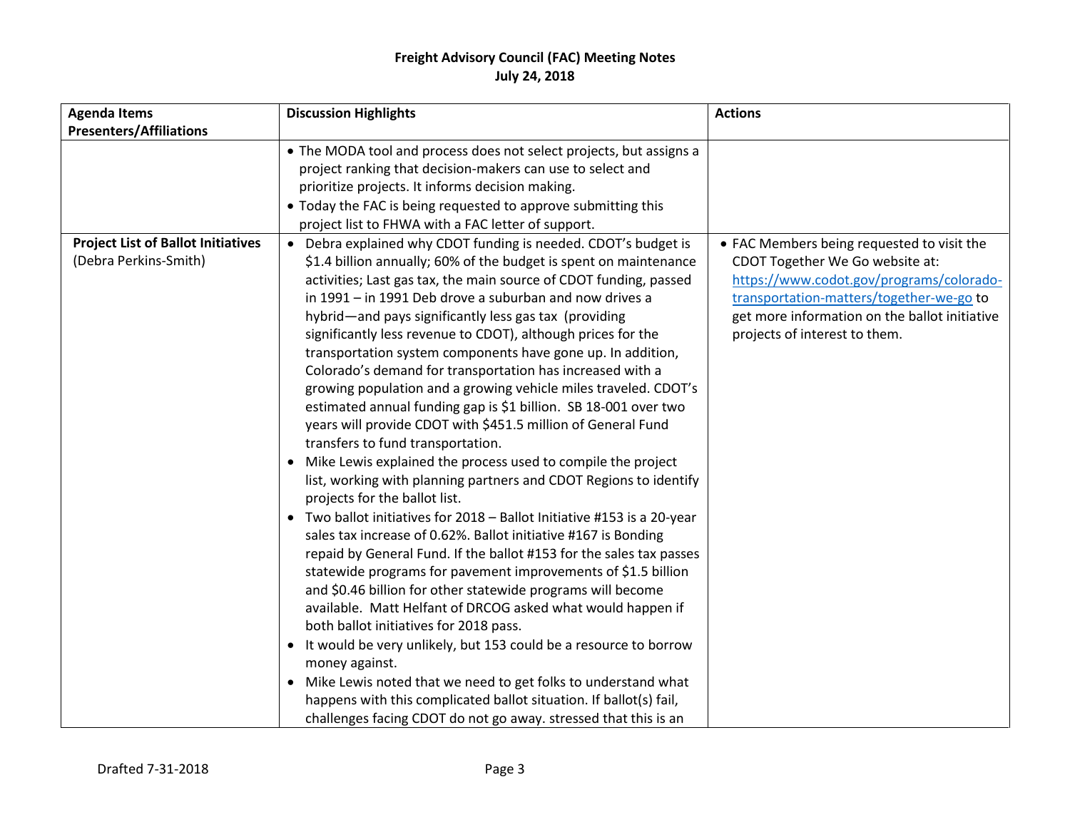# Freight Advisory Council (FAC) Meeting Notes
## July 24, 2018

| Agenda Items Presenters/Affiliations | Discussion Highlights | Actions |
|---|---|---|
| | • The MODA tool and process does not select projects, but assigns a project ranking that decision-makers can use to select and prioritize projects. It informs decision making.<br>• Today the FAC is being requested to approve submitting this project list to FHWA with a FAC letter of support. | |
| **Project List of Ballot Initiatives** (Debra Perkins-Smith) | • Debra explained why CDOT funding is needed. CDOT's budget is \$1.4 billion annually; 60% of the budget is spent on maintenance activities; Last gas tax, the main source of CDOT funding, passed in 1991 – in 1991 Deb drove a suburban and now drives a hybrid—and pays significantly less gas tax (providing significantly less revenue to CDOT), although prices for the transportation system components have gone up. In addition, Colorado's demand for transportation has increased with a growing population and a growing vehicle miles traveled. CDOT's estimated annual funding gap is \$1 billion. SB 18-001 over two years will provide CDOT with \$451.5 million of General Fund transfers to fund transportation.<br>• Mike Lewis explained the process used to compile the project list, working with planning partners and CDOT Regions to identify projects for the ballot list.<br>• Two ballot initiatives for 2018 – Ballot Initiative #153 is a 20-year sales tax increase of 0.62%. Ballot initiative #167 is Bonding repaid by General Fund. If the ballot #153 for the sales tax passes statewide programs for pavement improvements of \$1.5 billion and \$0.46 billion for other statewide programs will become available. Matt Helfant of DRCOG asked what would happen if both ballot initiatives for 2018 pass.<br>• It would be very unlikely, but 153 could be a resource to borrow money against.<br>• Mike Lewis noted that we need to get folks to understand what happens with this complicated ballot situation. If ballot(s) fail, challenges facing CDOT do not go away. stressed that this is an | • FAC Members being requested to visit the CDOT Together We Go website at: [https://www.codot.gov/programs/colorado-transportation-matters/together-we-go](https://www.codot.gov/programs/colorado-transportation-matters/together-we-go) to get more information on the ballot initiative projects of interest to them. |

Drafted 7-31-2018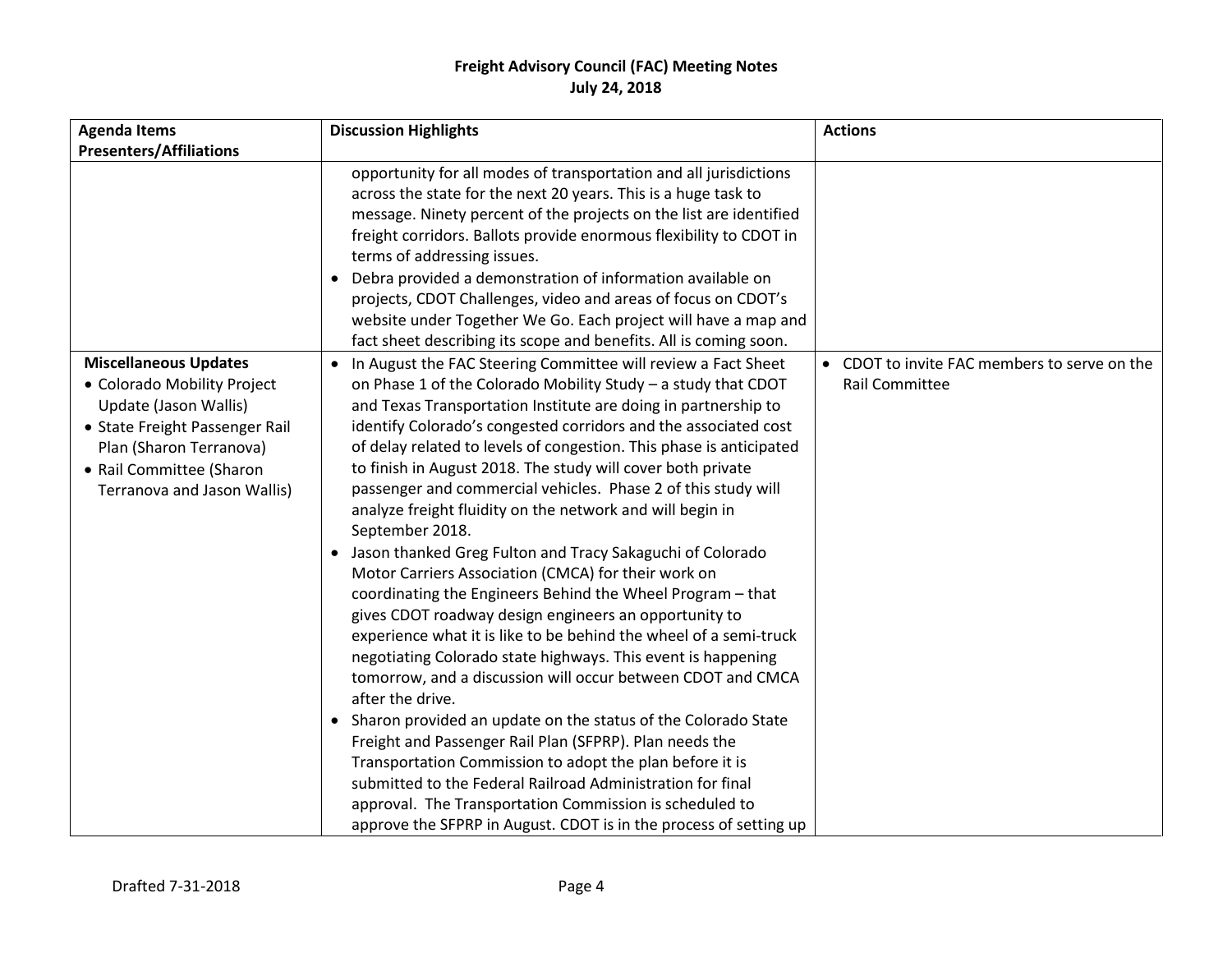**Freight Advisory Council (FAC) Meeting Notes**
**July 24, 2018**

| Agenda Items Presenters/Affiliations | Discussion Highlights | Actions |
|---|---|---|
| | opportunity for all modes of transportation and all jurisdictions across the state for the next 20 years. This is a huge task to message. Ninety percent of the projects on the list are identified freight corridors. Ballots provide enormous flexibility to CDOT in terms of addressing issues.<br>• Debra provided a demonstration of information available on projects, CDOT Challenges, video and areas of focus on CDOT's website under Together We Go. Each project will have a map and fact sheet describing its scope and benefits. All is coming soon. | |
| **Miscellaneous Updates**<br>• Colorado Mobility Project Update (Jason Wallis)<br>• State Freight Passenger Rail Plan (Sharon Terranova)<br>• Rail Committee (Sharon Terranova and Jason Wallis) | • In August the FAC Steering Committee will review a Fact Sheet on Phase 1 of the Colorado Mobility Study – a study that CDOT and Texas Transportation Institute are doing in partnership to identify Colorado's congested corridors and the associated cost of delay related to levels of congestion. This phase is anticipated to finish in August 2018. The study will cover both private passenger and commercial vehicles. Phase 2 of this study will analyze freight fluidity on the network and will begin in September 2018.<br>• Jason thanked Greg Fulton and Tracy Sakaguchi of Colorado Motor Carriers Association (CMCA) for their work on coordinating the Engineers Behind the Wheel Program – that gives CDOT roadway design engineers an opportunity to experience what it is like to be behind the wheel of a semi-truck negotiating Colorado state highways. This event is happening tomorrow, and a discussion will occur between CDOT and CMCA after the drive.<br>• Sharon provided an update on the status of the Colorado State Freight and Passenger Rail Plan (SFPRP). Plan needs the Transportation Commission to adopt the plan before it is submitted to the Federal Railroad Administration for final approval. The Transportation Commission is scheduled to approve the SFPRP in August. CDOT is in the process of setting up | • CDOT to invite FAC members to serve on the Rail Committee |

Drafted 7-31-2018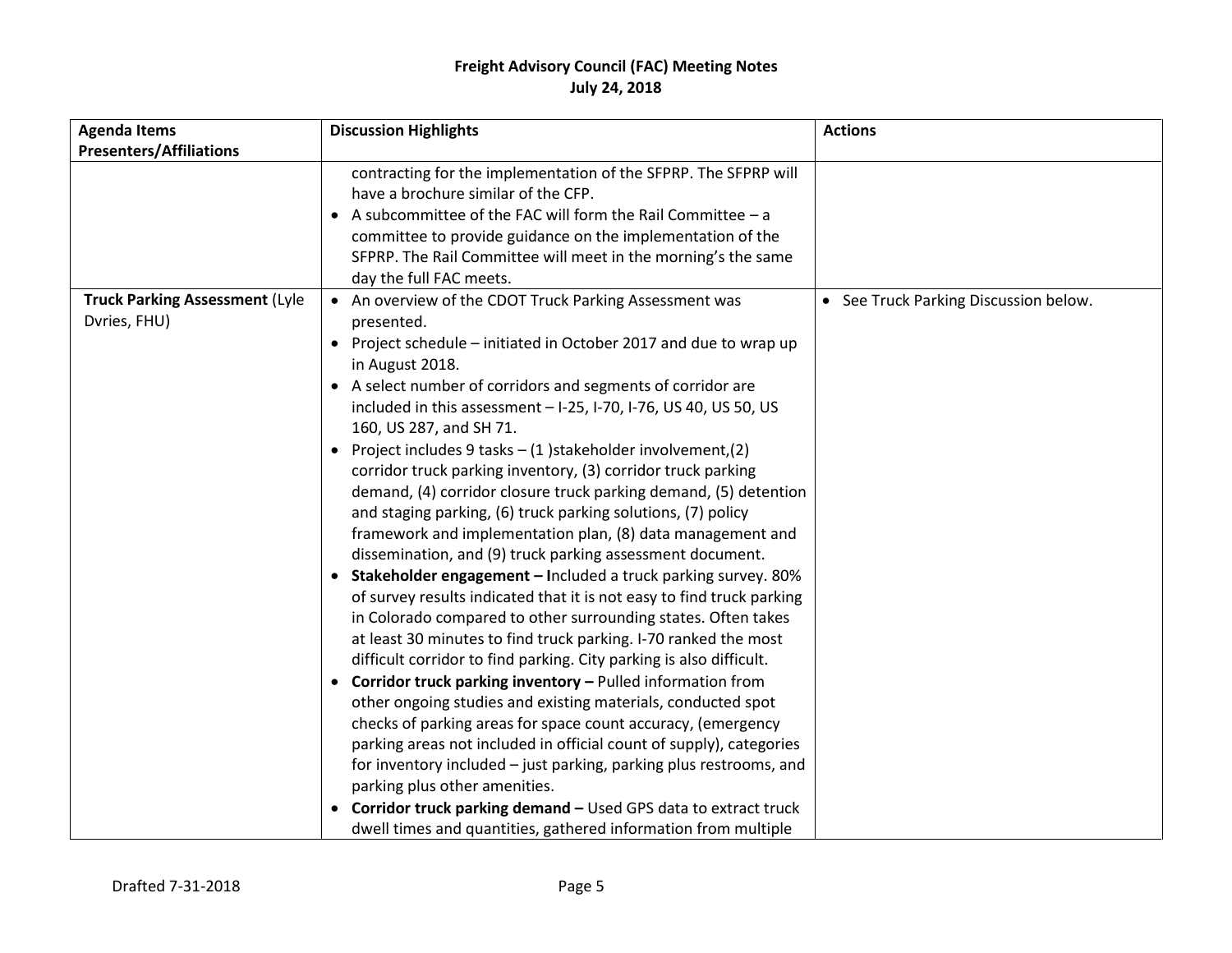# Freight Advisory Council (FAC) Meeting Notes
## July 24, 2018

| Agenda Items<br>Presenters/Affiliations | Discussion Highlights | Actions |
|---|---|---|
| | contracting for the implementation of the SFPRP. The SFPRP will have a brochure similar of the CFP.<br>• A subcommittee of the FAC will form the Rail Committee – a committee to provide guidance on the implementation of the SFPRP. The Rail Committee will meet in the morning's the same day the full FAC meets. | |
| **Truck Parking Assessment** (Lyle Dvries, FHU) | • An overview of the CDOT Truck Parking Assessment was presented.<br>• Project schedule – initiated in October 2017 and due to wrap up in August 2018.<br>• A select number of corridors and segments of corridor are included in this assessment – I-25, I-70, I-76, US 40, US 50, US 160, US 287, and SH 71.<br>• Project includes 9 tasks – (1 )stakeholder involvement,(2) corridor truck parking inventory, (3) corridor truck parking demand, (4) corridor closure truck parking demand, (5) detention and staging parking, (6) truck parking solutions, (7) policy framework and implementation plan, (8) data management and dissemination, and (9) truck parking assessment document.<br>• **Stakeholder engagement – I**ncluded a truck parking survey. 80% of survey results indicated that it is not easy to find truck parking in Colorado compared to other surrounding states. Often takes at least 30 minutes to find truck parking. I-70 ranked the most difficult corridor to find parking. City parking is also difficult.<br>• **Corridor truck parking inventory –** Pulled information from other ongoing studies and existing materials, conducted spot checks of parking areas for space count accuracy, (emergency parking areas not included in official count of supply), categories for inventory included – just parking, parking plus restrooms, and parking plus other amenities.<br>• **Corridor truck parking demand –** Used GPS data to extract truck dwell times and quantities, gathered information from multiple | • See Truck Parking Discussion below. |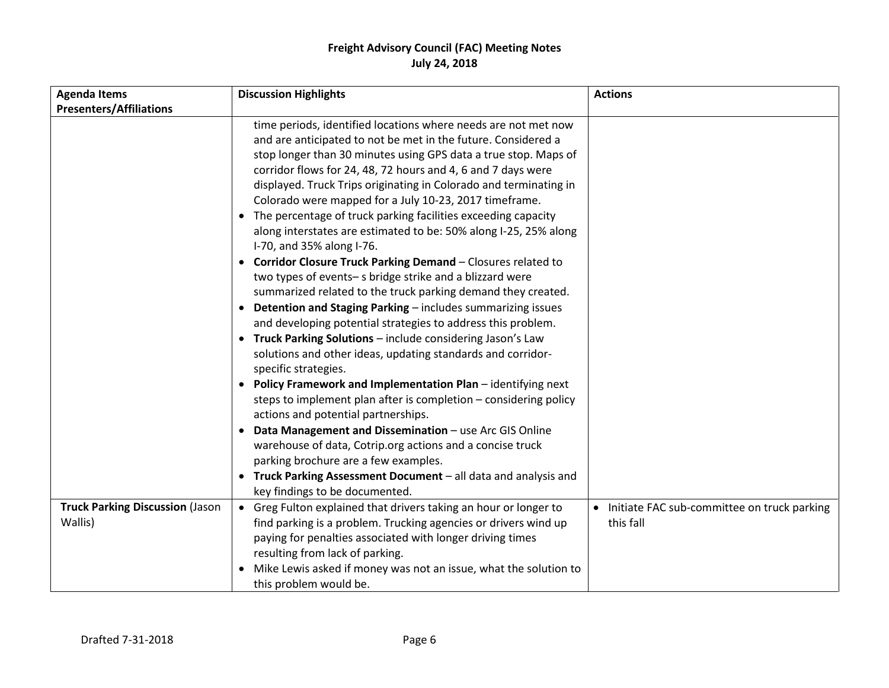**Freight Advisory Council (FAC) Meeting Notes**
**July 24, 2018**

| Agenda Items Presenters/Affiliations | Discussion Highlights | Actions |
|---|---|---|
| | time periods, identified locations where needs are not met now and are anticipated to not be met in the future. Considered a stop longer than 30 minutes using GPS data a true stop. Maps of corridor flows for 24, 48, 72 hours and 4, 6 and 7 days were displayed. Truck Trips originating in Colorado and terminating in Colorado were mapped for a July 10-23, 2017 timeframe.<br>• The percentage of truck parking facilities exceeding capacity along interstates are estimated to be: 50% along I-25, 25% along I-70, and 35% along I-76.<br>• **Corridor Closure Truck Parking Demand** – Closures related to two types of events– s bridge strike and a blizzard were summarized related to the truck parking demand they created.<br>• **Detention and Staging Parking** – includes summarizing issues and developing potential strategies to address this problem.<br>• **Truck Parking Solutions** – include considering Jason's Law solutions and other ideas, updating standards and corridor-specific strategies.<br>• **Policy Framework and Implementation Plan** – identifying next steps to implement plan after is completion – considering policy actions and potential partnerships.<br>• **Data Management and Dissemination** – use Arc GIS Online warehouse of data, Cotrip.org actions and a concise truck parking brochure are a few examples.<br>• **Truck Parking Assessment Document** – all data and analysis and key findings to be documented. | |
| **Truck Parking Discussion** (Jason Wallis) | • Greg Fulton explained that drivers taking an hour or longer to find parking is a problem. Trucking agencies or drivers wind up paying for penalties associated with longer driving times resulting from lack of parking.<br>• Mike Lewis asked if money was not an issue, what the solution to this problem would be. | • Initiate FAC sub-committee on truck parking this fall |

Drafted 7-31-2018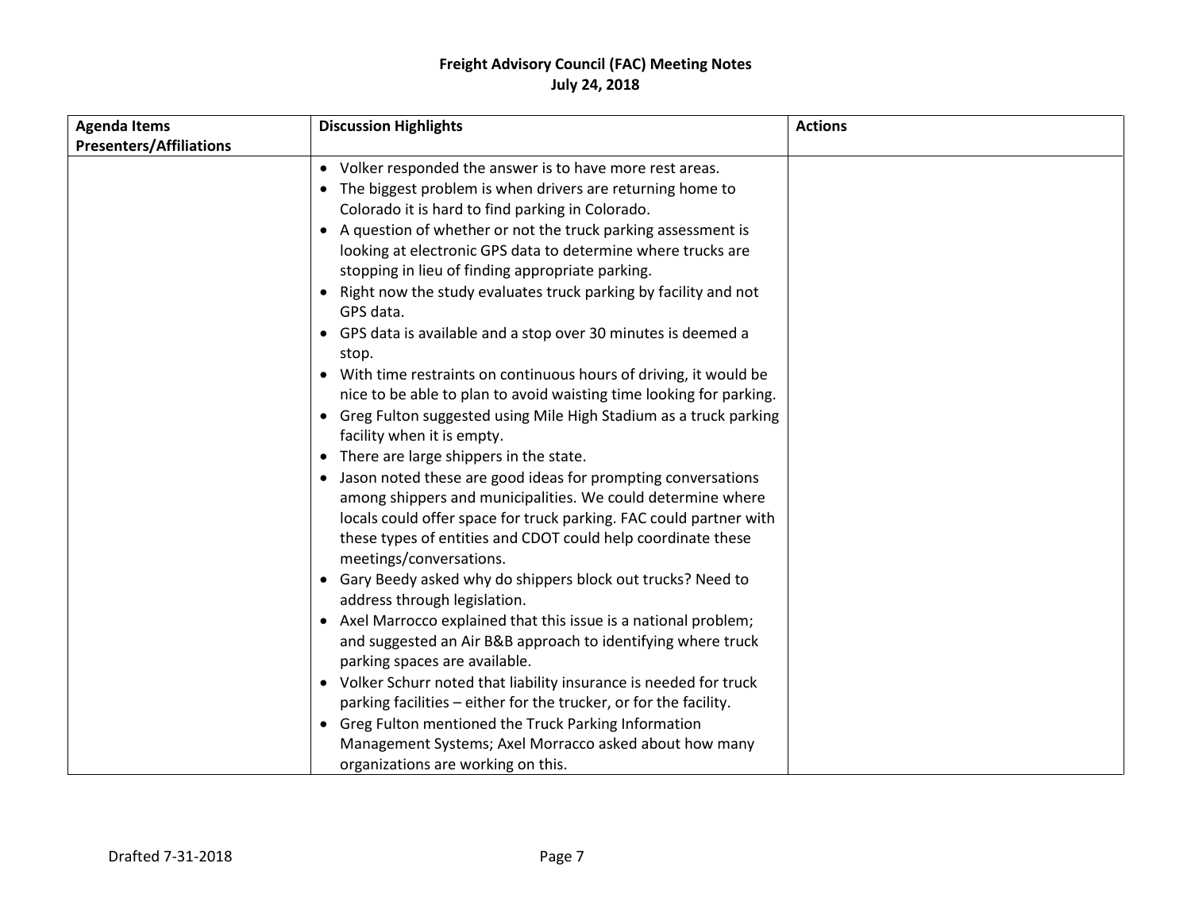**Freight Advisory Council (FAC) Meeting Notes**
**July 24, 2018**

| Agenda Items Presenters/Affiliations | Discussion Highlights | Actions |
|---|---|---|
| | • Volker responded the answer is to have more rest areas.<br>• The biggest problem is when drivers are returning home to Colorado it is hard to find parking in Colorado.<br>• A question of whether or not the truck parking assessment is looking at electronic GPS data to determine where trucks are stopping in lieu of finding appropriate parking.<br>• Right now the study evaluates truck parking by facility and not GPS data.<br>• GPS data is available and a stop over 30 minutes is deemed a stop.<br>• With time restraints on continuous hours of driving, it would be nice to be able to plan to avoid waisting time looking for parking.<br>• Greg Fulton suggested using Mile High Stadium as a truck parking facility when it is empty.<br>• There are large shippers in the state.<br>• Jason noted these are good ideas for prompting conversations among shippers and municipalities. We could determine where locals could offer space for truck parking. FAC could partner with these types of entities and CDOT could help coordinate these meetings/conversations.<br>• Gary Beedy asked why do shippers block out trucks? Need to address through legislation.<br>• Axel Marrocco explained that this issue is a national problem; and suggested an Air B&B approach to identifying where truck parking spaces are available.<br>• Volker Schurr noted that liability insurance is needed for truck parking facilities – either for the trucker, or for the facility.<br>• Greg Fulton mentioned the Truck Parking Information Management Systems; Axel Morracco asked about how many organizations are working on this. | |

Drafted 7-31-2018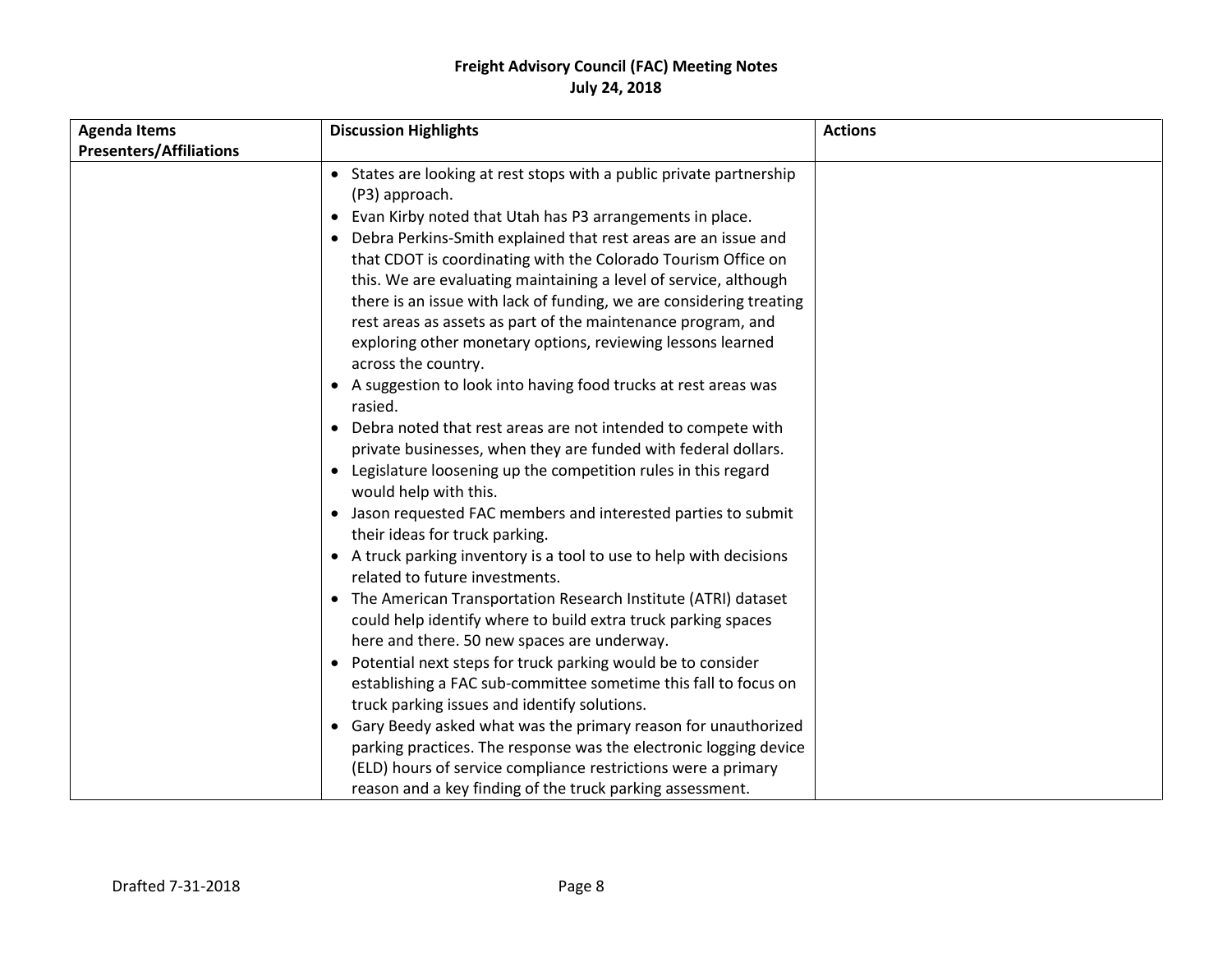# Freight Advisory Council (FAC) Meeting Notes
## July 24, 2018

| Agenda Items Presenters/Affiliations | Discussion Highlights | Actions |
|---|---|---|
| | • States are looking at rest stops with a public private partnership (P3) approach.<br>• Evan Kirby noted that Utah has P3 arrangements in place.<br>• Debra Perkins-Smith explained that rest areas are an issue and that CDOT is coordinating with the Colorado Tourism Office on this. We are evaluating maintaining a level of service, although there is an issue with lack of funding, we are considering treating rest areas as assets as part of the maintenance program, and exploring other monetary options, reviewing lessons learned across the country.<br>• A suggestion to look into having food trucks at rest areas was rasied.<br>• Debra noted that rest areas are not intended to compete with private businesses, when they are funded with federal dollars.<br>• Legislature loosening up the competition rules in this regard would help with this.<br>• Jason requested FAC members and interested parties to submit their ideas for truck parking.<br>• A truck parking inventory is a tool to use to help with decisions related to future investments.<br>• The American Transportation Research Institute (ATRI) dataset could help identify where to build extra truck parking spaces here and there. 50 new spaces are underway.<br>• Potential next steps for truck parking would be to consider establishing a FAC sub-committee sometime this fall to focus on truck parking issues and identify solutions.<br>• Gary Beedy asked what was the primary reason for unauthorized parking practices. The response was the electronic logging device (ELD) hours of service compliance restrictions were a primary reason and a key finding of the truck parking assessment. | |

Drafted 7-31-2018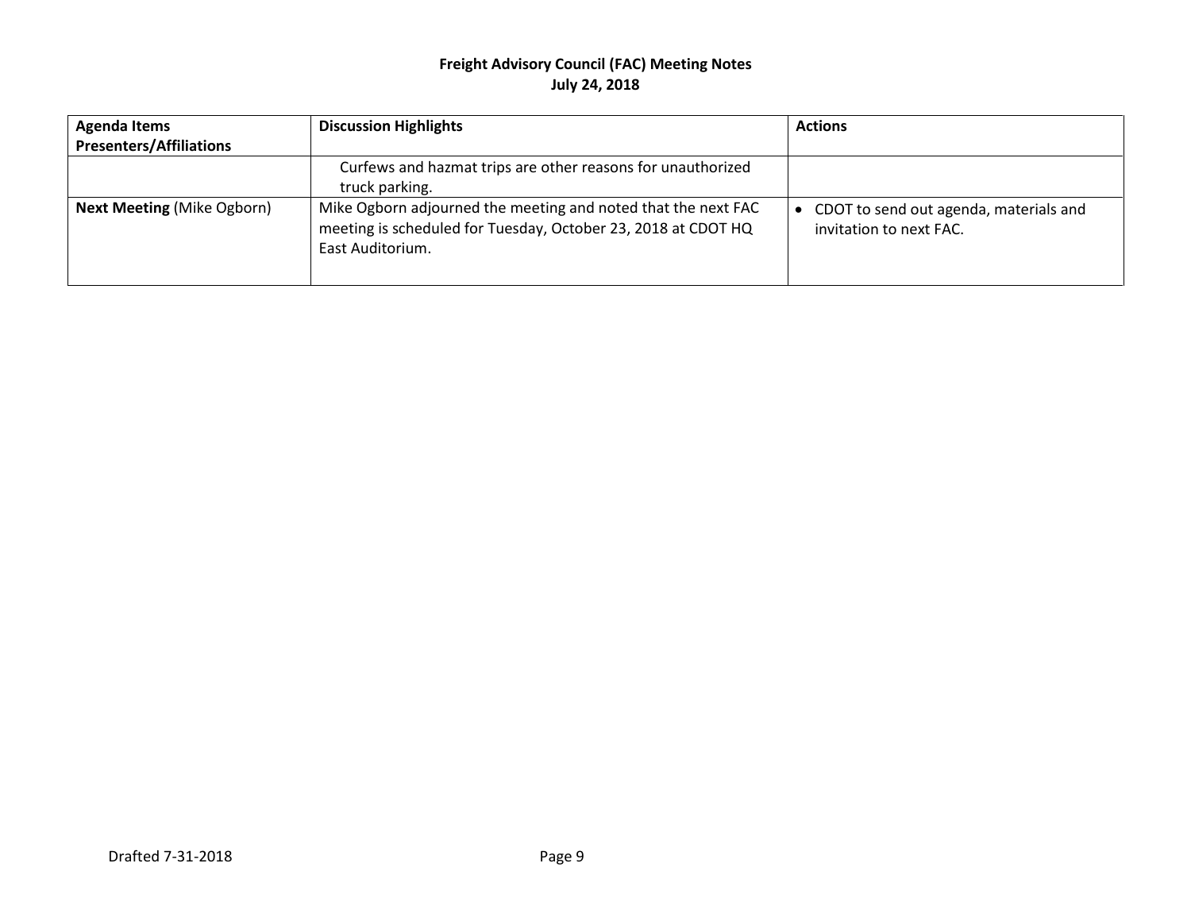**Freight Advisory Council (FAC) Meeting Notes**
**July 24, 2018**

| Agenda Items Presenters/Affiliations | Discussion Highlights | Actions |
|---|---|---|
| | Curfews and hazmat trips are other reasons for unauthorized truck parking. | |
| **Next Meeting** (Mike Ogborn) | Mike Ogborn adjourned the meeting and noted that the next FAC meeting is scheduled for Tuesday, October 23, 2018 at CDOT HQ East Auditorium. | • CDOT to send out agenda, materials and invitation to next FAC. |

Drafted 7-31-2018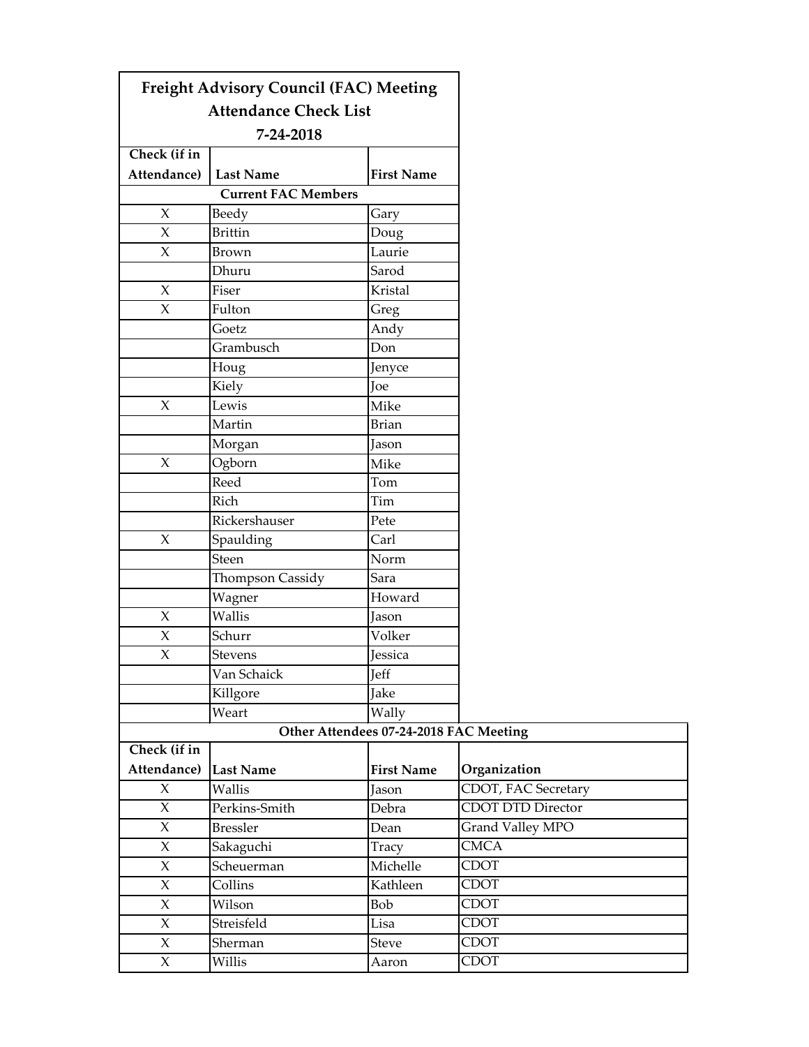# Freight Advisory Council (FAC) Meeting
## Attendance Check List
### 7-24-2018

| Check (if in Attendance) | Last Name | First Name |
|---|---|---|
| | **Current FAC Members** | |
| X | Beedy | Gary |
| X | Brittin | Doug |
| X | Brown | Laurie |
| | Dhuru | Sarod |
| X | Fiser | Kristal |
| X | Fulton | Greg |
| | Goetz | Andy |
| | Grambusch | Don |
| | Houg | Jenyce |
| | Kiely | Joe |
| X | Lewis | Mike |
| | Martin | Brian |
| | Morgan | Jason |
| X | Ogborn | Mike |
| | Reed | Tom |
| | Rich | Tim |
| | Rickershauser | Pete |
| X | Spaulding | Carl |
| | Steen | Norm |
| | Thompson Cassidy | Sara |
| | Wagner | Howard |
| X | Wallis | Jason |
| X | Schurr | Volker |
| X | Stevens | Jessica |
| | Van Schaick | Jeff |
| | Killgore | Jake |
| | Weart | Wally |

**Other Attendees 07-24-2018 FAC Meeting**

| Check (if in Attendance) | Last Name | First Name | Organization |
|---|---|---|---|
| X | Wallis | Jason | CDOT, FAC Secretary |
| X | Perkins-Smith | Debra | CDOT DTD Director |
| X | Bressler | Dean | Grand Valley MPO |
| X | Sakaguchi | Tracy | CMCA |
| X | Scheuerman | Michelle | CDOT |
| X | Collins | Kathleen | CDOT |
| X | Wilson | Bob | CDOT |
| X | Streisfeld | Lisa | CDOT |
| X | Sherman | Steve | CDOT |
| X | Willis | Aaron | CDOT |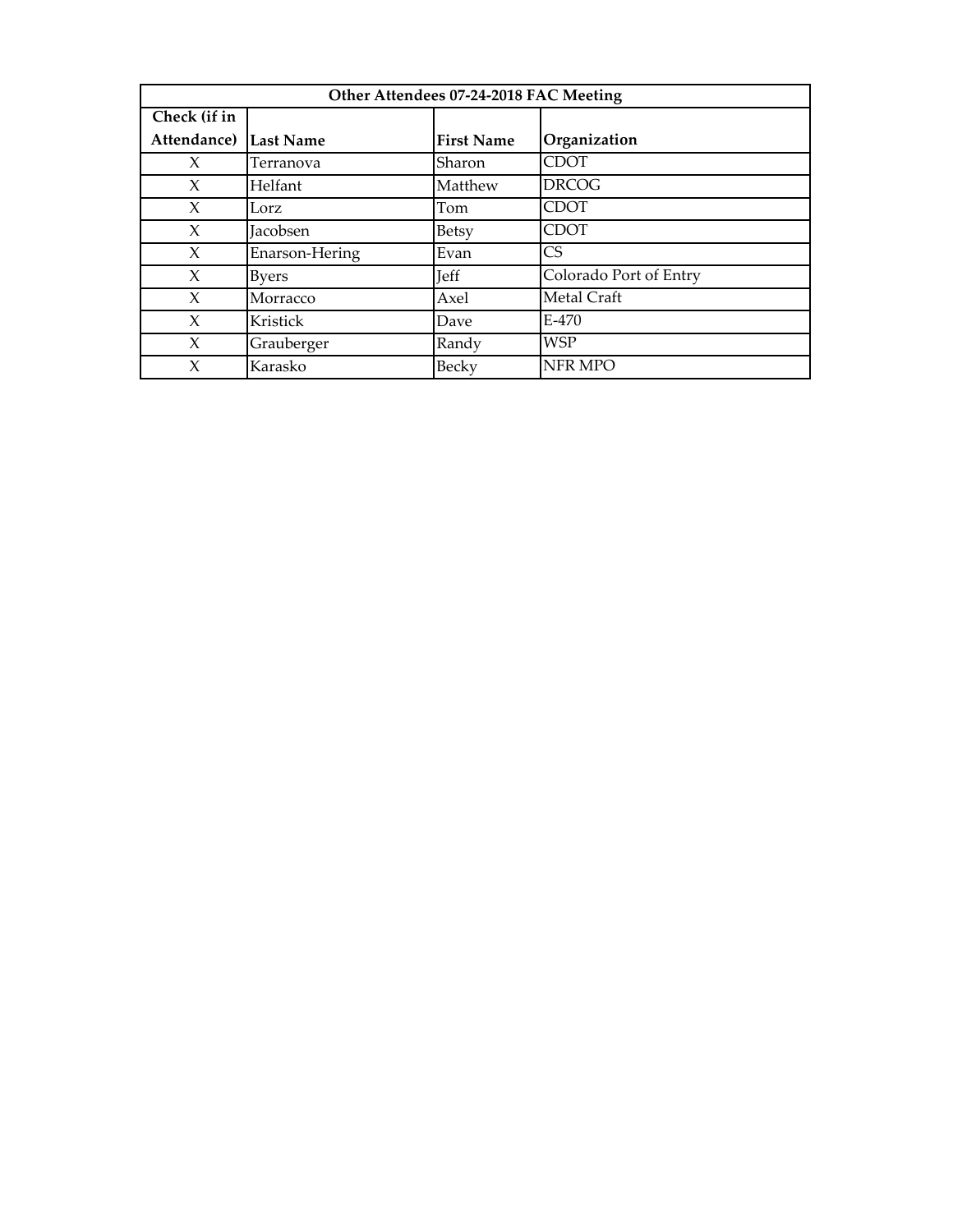| Other Attendees 07-24-2018 FAC Meeting | | | |
|---|---|---|---|
| Check (if in Attendance) | Last Name | First Name | Organization |
| X | Terranova | Sharon | CDOT |
| X | Helfant | Matthew | DRCOG |
| X | Lorz | Tom | CDOT |
| X | Jacobsen | Betsy | CDOT |
| X | Enarson-Hering | Evan | CS |
| X | Byers | Jeff | Colorado Port of Entry |
| X | Morracco | Axel | Metal Craft |
| X | Kristick | Dave | E-470 |
| X | Grauberger | Randy | WSP |
| X | Karasko | Becky | NFR MPO |